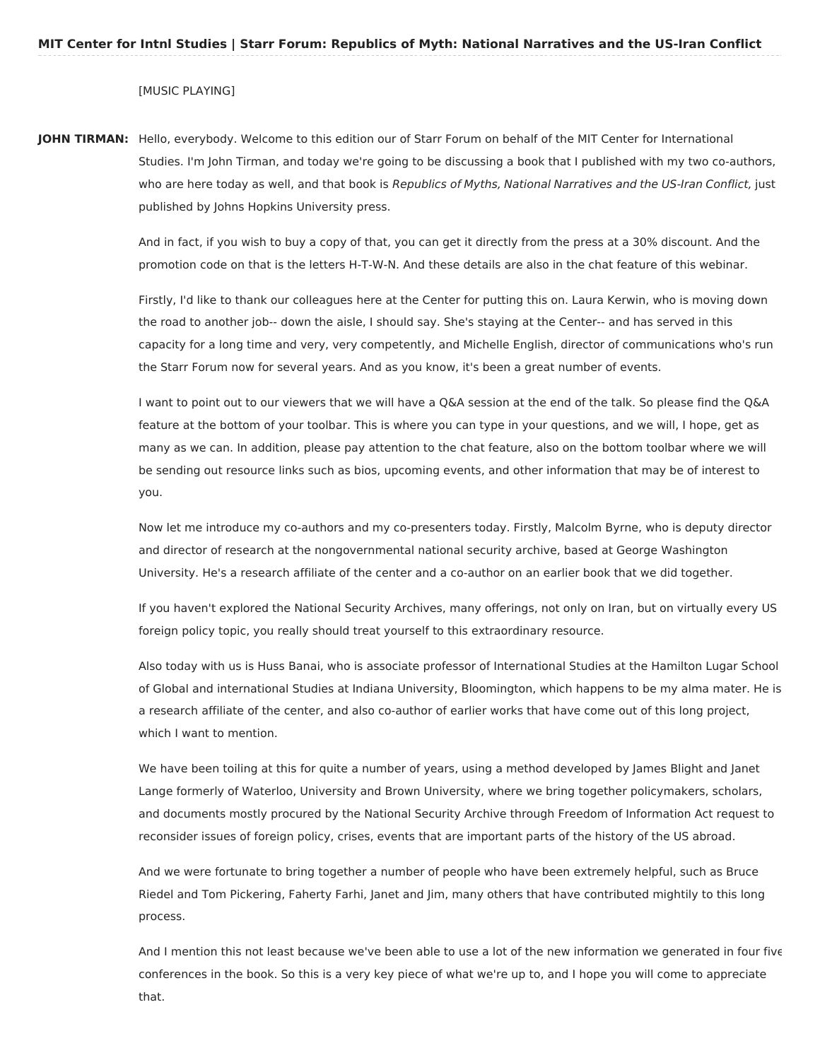# MIT Center for Intnl Studies | Starr Forum: Republics of Myth: National Narratives and the US-Iran Conflict

[MUSIC PLAYING]

**JOHN TIRMAN:** Hello, everybody. Welcome to this edition our of Starr Forum on behalf of the MIT Center for International Studies. I'm John Tirman, and today we're going to be discussing a book that I published with my two co-authors, who are here today as well, and that book is *Republics of Myths, National Narratives and the US-Iran Conflict,* just published by Johns Hopkins University press.

And in fact, if you wish to buy a copy of that, you can get it directly from the press at a 30% discount. And the promotion code on that is the letters H-T-W-N. And these details are also in the chat feature of this webinar.

Firstly, I'd like to thank our colleagues here at the Center for putting this on. Laura Kerwin, who is moving down the road to another job-- down the aisle, I should say. She's staying at the Center-- and has served in this capacity for a long time and very, very competently, and Michelle English, director of communications who's run the Starr Forum now for several years. And as you know, it's been a great number of events.

I want to point out to our viewers that we will have a Q&A session at the end of the talk. So please find the Q&A feature at the bottom of your toolbar. This is where you can type in your questions, and we will, I hope, get as many as we can. In addition, please pay attention to the chat feature, also on the bottom toolbar where we will be sending out resource links such as bios, upcoming events, and other information that may be of interest to you.

Now let me introduce my co-authors and my co-presenters today. Firstly, Malcolm Byrne, who is deputy director and director of research at the nongovernmental national security archive, based at George Washington University. He's a research affiliate of the center and a co-author on an earlier book that we did together.

If you haven't explored the National Security Archives, many offerings, not only on Iran, but on virtually every US foreign policy topic, you really should treat yourself to this extraordinary resource.

Also today with us is Huss Banai, who is associate professor of International Studies at the Hamilton Lugar School of Global and international Studies at Indiana University, Bloomington, which happens to be my alma mater. He is a research affiliate of the center, and also co-author of earlier works that have come out of this long project, which I want to mention.

We have been toiling at this for quite a number of years, using a method developed by James Blight and Janet Lange formerly of Waterloo, University and Brown University, where we bring together policymakers, scholars, and documents mostly procured by the National Security Archive through Freedom of Information Act request to reconsider issues of foreign policy, crises, events that are important parts of the history of the US abroad.

And we were fortunate to bring together a number of people who have been extremely helpful, such as Bruce Riedel and Tom Pickering, Faherty Farhi, Janet and Jim, many others that have contributed mightily to this long process.

And I mention this not least because we've been able to use a lot of the new information we generated in four five conferences in the book. So this is a very key piece of what we're up to, and I hope you will come to appreciate that.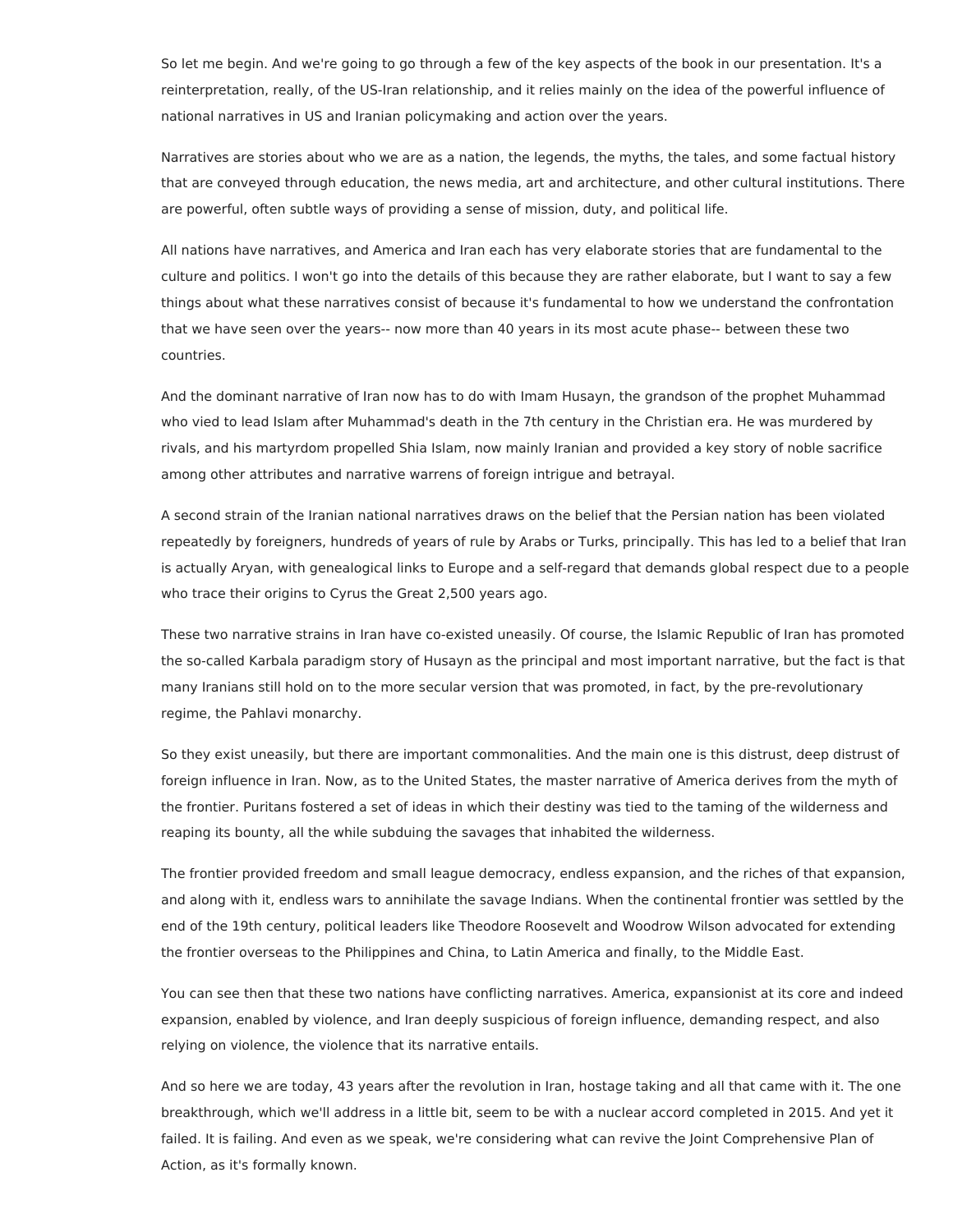So let me begin. And we're going to go through a few of the key aspects of the book in our presentation. It's a reinterpretation, really, of the US-Iran relationship, and it relies mainly on the idea of the powerful influence of national narratives in US and Iranian policymaking and action over the years.

Narratives are stories about who we are as a nation, the legends, the myths, the tales, and some factual history that are conveyed through education, the news media, art and architecture, and other cultural institutions. There are powerful, often subtle ways of providing a sense of mission, duty, and political life.

All nations have narratives, and America and Iran each has very elaborate stories that are fundamental to the culture and politics. I won't go into the details of this because they are rather elaborate, but I want to say a few things about what these narratives consist of because it's fundamental to how we understand the confrontation that we have seen over the years-- now more than 40 years in its most acute phase-- between these two countries.

And the dominant narrative of Iran now has to do with Imam Husayn, the grandson of the prophet Muhammad who vied to lead Islam after Muhammad's death in the 7th century in the Christian era. He was murdered by rivals, and his martyrdom propelled Shia Islam, now mainly Iranian and provided a key story of noble sacrifice among other attributes and narrative warrens of foreign intrigue and betrayal.

A second strain of the Iranian national narratives draws on the belief that the Persian nation has been violated repeatedly by foreigners, hundreds of years of rule by Arabs or Turks, principally. This has led to a belief that Iran is actually Aryan, with genealogical links to Europe and a self-regard that demands global respect due to a people who trace their origins to Cyrus the Great 2,500 years ago.

These two narrative strains in Iran have co-existed uneasily. Of course, the Islamic Republic of Iran has promoted the so-called Karbala paradigm story of Husayn as the principal and most important narrative, but the fact is that many Iranians still hold on to the more secular version that was promoted, in fact, by the pre-revolutionary regime, the Pahlavi monarchy.

So they exist uneasily, but there are important commonalities. And the main one is this distrust, deep distrust of foreign influence in Iran. Now, as to the United States, the master narrative of America derives from the myth of the frontier. Puritans fostered a set of ideas in which their destiny was tied to the taming of the wilderness and reaping its bounty, all the while subduing the savages that inhabited the wilderness.

The frontier provided freedom and small league democracy, endless expansion, and the riches of that expansion, and along with it, endless wars to annihilate the savage Indians. When the continental frontier was settled by the end of the 19th century, political leaders like Theodore Roosevelt and Woodrow Wilson advocated for extending the frontier overseas to the Philippines and China, to Latin America and finally, to the Middle East.

You can see then that these two nations have conflicting narratives. America, expansionist at its core and indeed expansion, enabled by violence, and Iran deeply suspicious of foreign influence, demanding respect, and also relying on violence, the violence that its narrative entails.

And so here we are today, 43 years after the revolution in Iran, hostage taking and all that came with it. The one breakthrough, which we'll address in a little bit, seem to be with a nuclear accord completed in 2015. And yet it failed. It is failing. And even as we speak, we're considering what can revive the Joint Comprehensive Plan of Action, as it's formally known.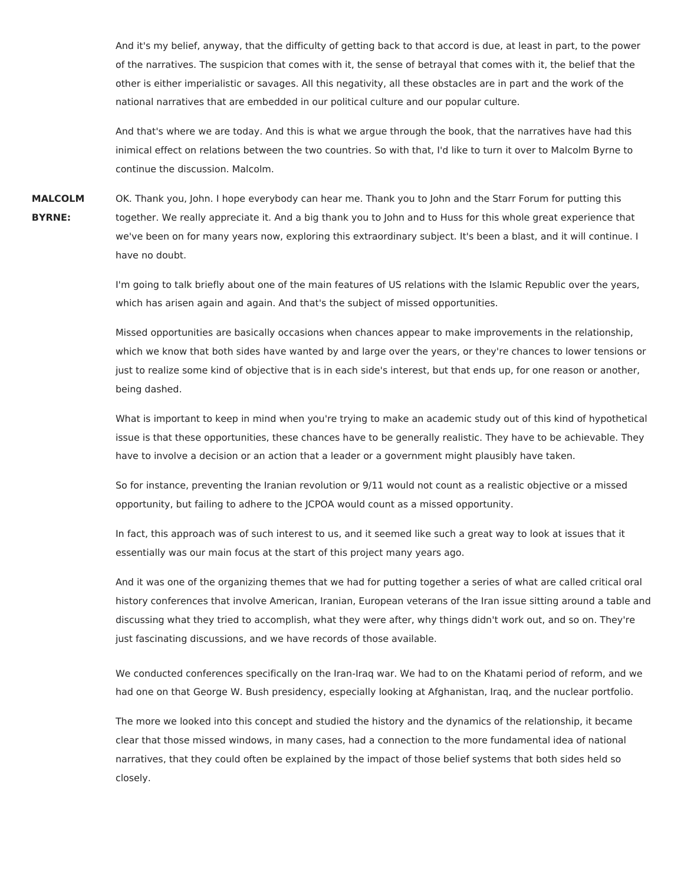And it's my belief, anyway, that the difficulty of getting back to that accord is due, at least in part, to the power of the narratives. The suspicion that comes with it, the sense of betrayal that comes with it, the belief that the other is either imperialistic or savages. All this negativity, all these obstacles are in part and the work of the national narratives that are embedded in our political culture and our popular culture.

And that's where we are today. And this is what we argue through the book, that the narratives have had this inimical effect on relations between the two countries. So with that, I'd like to turn it over to Malcolm Byrne to continue the discussion. Malcolm.

**MALCOLM BYRNE:** OK. Thank you, John. I hope everybody can hear me. Thank you to John and the Starr Forum for putting this together. We really appreciate it. And a big thank you to John and to Huss for this whole great experience that we've been on for many years now, exploring this extraordinary subject. It's been a blast, and it will continue. I have no doubt.

I'm going to talk briefly about one of the main features of US relations with the Islamic Republic over the years, which has arisen again and again. And that's the subject of missed opportunities.

Missed opportunities are basically occasions when chances appear to make improvements in the relationship, which we know that both sides have wanted by and large over the years, or they're chances to lower tensions or just to realize some kind of objective that is in each side's interest, but that ends up, for one reason or another, being dashed.

What is important to keep in mind when you're trying to make an academic study out of this kind of hypothetical issue is that these opportunities, these chances have to be generally realistic. They have to be achievable. They have to involve a decision or an action that a leader or a government might plausibly have taken.

So for instance, preventing the Iranian revolution or 9/11 would not count as a realistic objective or a missed opportunity, but failing to adhere to the JCPOA would count as a missed opportunity.

In fact, this approach was of such interest to us, and it seemed like such a great way to look at issues that it essentially was our main focus at the start of this project many years ago.

And it was one of the organizing themes that we had for putting together a series of what are called critical oral history conferences that involve American, Iranian, European veterans of the Iran issue sitting around a table and discussing what they tried to accomplish, what they were after, why things didn't work out, and so on. They're just fascinating discussions, and we have records of those available.

We conducted conferences specifically on the Iran-Iraq war. We had to on the Khatami period of reform, and we had one on that George W. Bush presidency, especially looking at Afghanistan, Iraq, and the nuclear portfolio.

The more we looked into this concept and studied the history and the dynamics of the relationship, it became clear that those missed windows, in many cases, had a connection to the more fundamental idea of national narratives, that they could often be explained by the impact of those belief systems that both sides held so closely.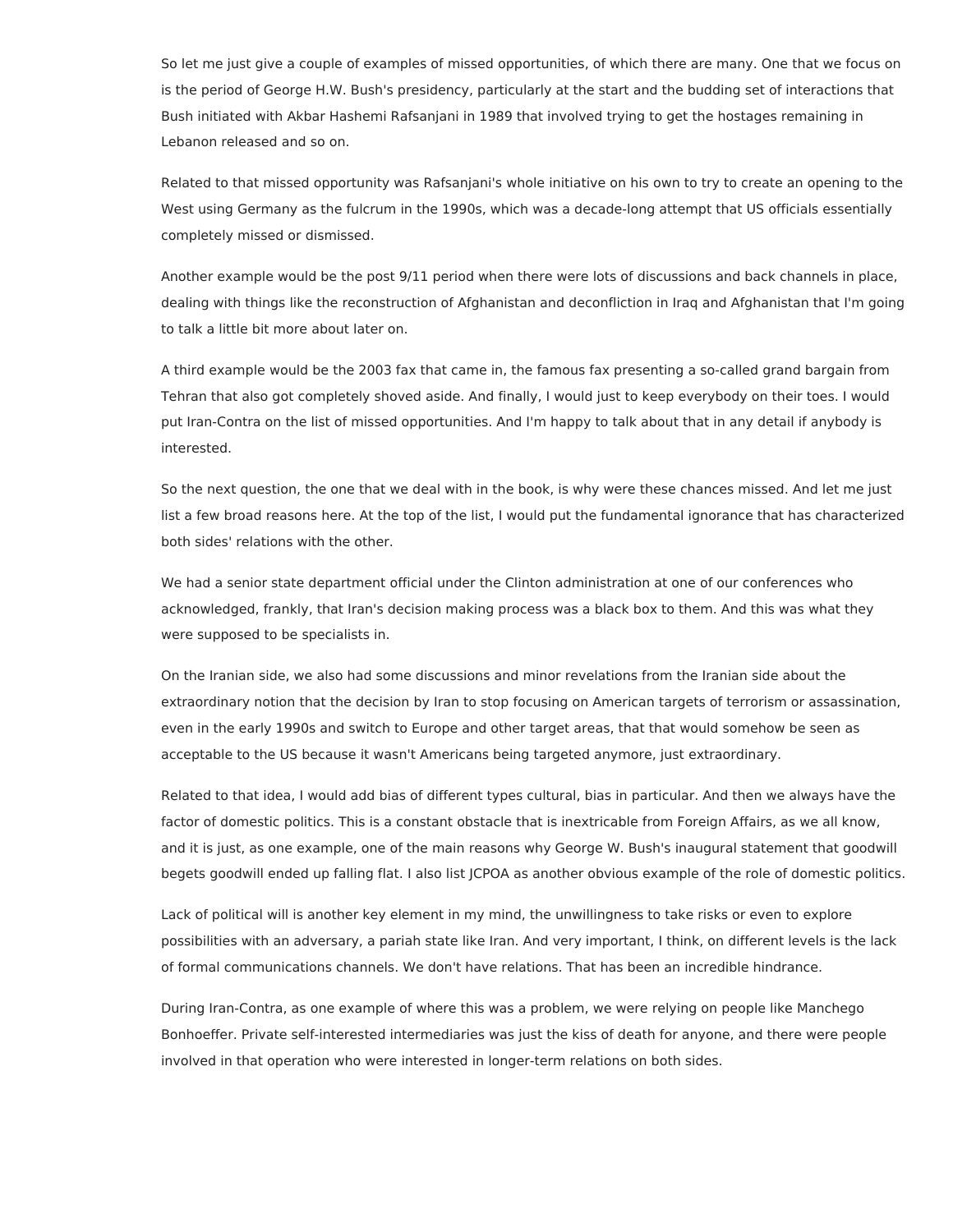So let me just give a couple of examples of missed opportunities, of which there are many. One that we focus on is the period of George H.W. Bush's presidency, particularly at the start and the budding set of interactions that Bush initiated with Akbar Hashemi Rafsanjani in 1989 that involved trying to get the hostages remaining in Lebanon released and so on.

Related to that missed opportunity was Rafsanjani's whole initiative on his own to try to create an opening to the West using Germany as the fulcrum in the 1990s, which was a decade-long attempt that US officials essentially completely missed or dismissed.

Another example would be the post 9/11 period when there were lots of discussions and back channels in place, dealing with things like the reconstruction of Afghanistan and deconfliction in Iraq and Afghanistan that I'm going to talk a little bit more about later on.

A third example would be the 2003 fax that came in, the famous fax presenting a so-called grand bargain from Tehran that also got completely shoved aside. And finally, I would just to keep everybody on their toes. I would put Iran-Contra on the list of missed opportunities. And I'm happy to talk about that in any detail if anybody is interested.

So the next question, the one that we deal with in the book, is why were these chances missed. And let me just list a few broad reasons here. At the top of the list, I would put the fundamental ignorance that has characterized both sides' relations with the other.

We had a senior state department official under the Clinton administration at one of our conferences who acknowledged, frankly, that Iran's decision making process was a black box to them. And this was what they were supposed to be specialists in.

On the Iranian side, we also had some discussions and minor revelations from the Iranian side about the extraordinary notion that the decision by Iran to stop focusing on American targets of terrorism or assassination, even in the early 1990s and switch to Europe and other target areas, that that would somehow be seen as acceptable to the US because it wasn't Americans being targeted anymore, just extraordinary.

Related to that idea, I would add bias of different types cultural, bias in particular. And then we always have the factor of domestic politics. This is a constant obstacle that is inextricable from Foreign Affairs, as we all know, and it is just, as one example, one of the main reasons why George W. Bush's inaugural statement that goodwill begets goodwill ended up falling flat. I also list JCPOA as another obvious example of the role of domestic politics.

Lack of political will is another key element in my mind, the unwillingness to take risks or even to explore possibilities with an adversary, a pariah state like Iran. And very important, I think, on different levels is the lack of formal communications channels. We don't have relations. That has been an incredible hindrance.

During Iran-Contra, as one example of where this was a problem, we were relying on people like Manchego Bonhoeffer. Private self-interested intermediaries was just the kiss of death for anyone, and there were people involved in that operation who were interested in longer-term relations on both sides.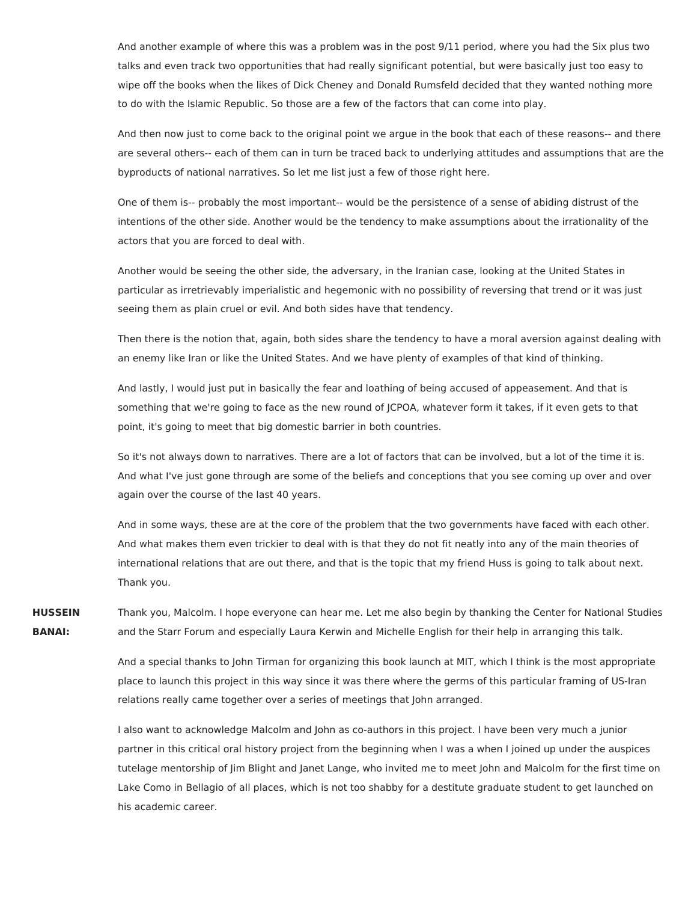And another example of where this was a problem was in the post 9/11 period, where you had the Six plus two talks and even track two opportunities that had really significant potential, but were basically just too easy to wipe off the books when the likes of Dick Cheney and Donald Rumsfeld decided that they wanted nothing more to do with the Islamic Republic. So those are a few of the factors that can come into play.

And then now just to come back to the original point we argue in the book that each of these reasons-- and there are several others-- each of them can in turn be traced back to underlying attitudes and assumptions that are the byproducts of national narratives. So let me list just a few of those right here.

One of them is-- probably the most important-- would be the persistence of a sense of abiding distrust of the intentions of the other side. Another would be the tendency to make assumptions about the irrationality of the actors that you are forced to deal with.

Another would be seeing the other side, the adversary, in the Iranian case, looking at the United States in particular as irretrievably imperialistic and hegemonic with no possibility of reversing that trend or it was just seeing them as plain cruel or evil. And both sides have that tendency.

Then there is the notion that, again, both sides share the tendency to have a moral aversion against dealing with an enemy like Iran or like the United States. And we have plenty of examples of that kind of thinking.

And lastly, I would just put in basically the fear and loathing of being accused of appeasement. And that is something that we're going to face as the new round of JCPOA, whatever form it takes, if it even gets to that point, it's going to meet that big domestic barrier in both countries.

So it's not always down to narratives. There are a lot of factors that can be involved, but a lot of the time it is. And what I've just gone through are some of the beliefs and conceptions that you see coming up over and over again over the course of the last 40 years.

And in some ways, these are at the core of the problem that the two governments have faced with each other. And what makes them even trickier to deal with is that they do not fit neatly into any of the main theories of international relations that are out there, and that is the topic that my friend Huss is going to talk about next. Thank you.

**HUSSEIN BANAI:** Thank you, Malcolm. I hope everyone can hear me. Let me also begin by thanking the Center for National Studies and the Starr Forum and especially Laura Kerwin and Michelle English for their help in arranging this talk.

And a special thanks to John Tirman for organizing this book launch at MIT, which I think is the most appropriate place to launch this project in this way since it was there where the germs of this particular framing of US-Iran relations really came together over a series of meetings that John arranged.

I also want to acknowledge Malcolm and John as co-authors in this project. I have been very much a junior partner in this critical oral history project from the beginning when I was a when I joined up under the auspices tutelage mentorship of Jim Blight and Janet Lange, who invited me to meet John and Malcolm for the first time on Lake Como in Bellagio of all places, which is not too shabby for a destitute graduate student to get launched on his academic career.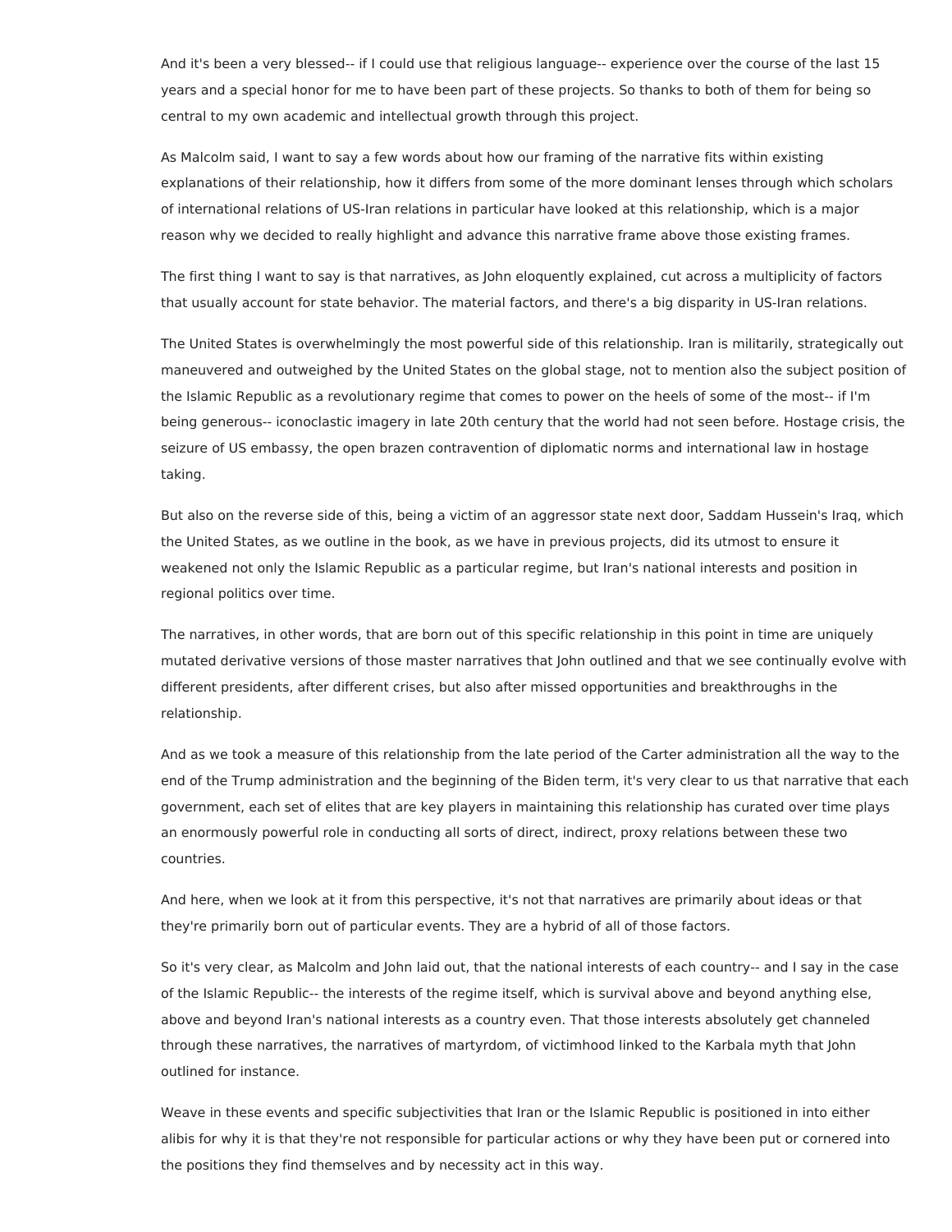And it's been a very blessed-- if I could use that religious language-- experience over the course of the last 15 years and a special honor for me to have been part of these projects. So thanks to both of them for being so central to my own academic and intellectual growth through this project.

As Malcolm said, I want to say a few words about how our framing of the narrative fits within existing explanations of their relationship, how it differs from some of the more dominant lenses through which scholars of international relations of US-Iran relations in particular have looked at this relationship, which is a major reason why we decided to really highlight and advance this narrative frame above those existing frames.

The first thing I want to say is that narratives, as John eloquently explained, cut across a multiplicity of factors that usually account for state behavior. The material factors, and there's a big disparity in US-Iran relations.

The United States is overwhelmingly the most powerful side of this relationship. Iran is militarily, strategically out maneuvered and outweighed by the United States on the global stage, not to mention also the subject position of the Islamic Republic as a revolutionary regime that comes to power on the heels of some of the most-- if I'm being generous-- iconoclastic imagery in late 20th century that the world had not seen before. Hostage crisis, the seizure of US embassy, the open brazen contravention of diplomatic norms and international law in hostage taking.

But also on the reverse side of this, being a victim of an aggressor state next door, Saddam Hussein's Iraq, which the United States, as we outline in the book, as we have in previous projects, did its utmost to ensure it weakened not only the Islamic Republic as a particular regime, but Iran's national interests and position in regional politics over time.

The narratives, in other words, that are born out of this specific relationship in this point in time are uniquely mutated derivative versions of those master narratives that John outlined and that we see continually evolve with different presidents, after different crises, but also after missed opportunities and breakthroughs in the relationship.

And as we took a measure of this relationship from the late period of the Carter administration all the way to the end of the Trump administration and the beginning of the Biden term, it's very clear to us that narrative that each government, each set of elites that are key players in maintaining this relationship has curated over time plays an enormously powerful role in conducting all sorts of direct, indirect, proxy relations between these two countries.

And here, when we look at it from this perspective, it's not that narratives are primarily about ideas or that they're primarily born out of particular events. They are a hybrid of all of those factors.

So it's very clear, as Malcolm and John laid out, that the national interests of each country-- and I say in the case of the Islamic Republic-- the interests of the regime itself, which is survival above and beyond anything else, above and beyond Iran's national interests as a country even. That those interests absolutely get channeled through these narratives, the narratives of martyrdom, of victimhood linked to the Karbala myth that John outlined for instance.

Weave in these events and specific subjectivities that Iran or the Islamic Republic is positioned in into either alibis for why it is that they're not responsible for particular actions or why they have been put or cornered into the positions they find themselves and by necessity act in this way.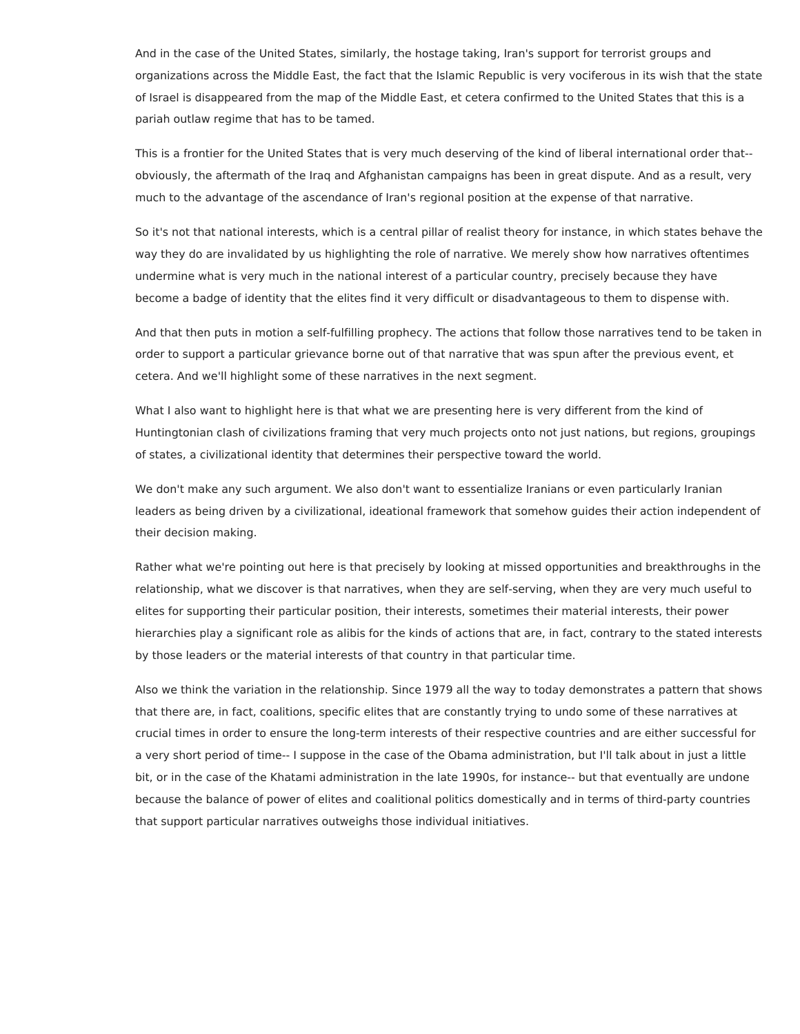And in the case of the United States, similarly, the hostage taking, Iran's support for terrorist groups and organizations across the Middle East, the fact that the Islamic Republic is very vociferous in its wish that the state of Israel is disappeared from the map of the Middle East, et cetera confirmed to the United States that this is a pariah outlaw regime that has to be tamed.

This is a frontier for the United States that is very much deserving of the kind of liberal international order that-- obviously, the aftermath of the Iraq and Afghanistan campaigns has been in great dispute. And as a result, very much to the advantage of the ascendance of Iran's regional position at the expense of that narrative.

So it's not that national interests, which is a central pillar of realist theory for instance, in which states behave the way they do are invalidated by us highlighting the role of narrative. We merely show how narratives oftentimes undermine what is very much in the national interest of a particular country, precisely because they have become a badge of identity that the elites find it very difficult or disadvantageous to them to dispense with.

And that then puts in motion a self-fulfilling prophecy. The actions that follow those narratives tend to be taken in order to support a particular grievance borne out of that narrative that was spun after the previous event, et cetera. And we'll highlight some of these narratives in the next segment.

What I also want to highlight here is that what we are presenting here is very different from the kind of Huntingtonian clash of civilizations framing that very much projects onto not just nations, but regions, groupings of states, a civilizational identity that determines their perspective toward the world.

We don't make any such argument. We also don't want to essentialize Iranians or even particularly Iranian leaders as being driven by a civilizational, ideational framework that somehow guides their action independent of their decision making.

Rather what we're pointing out here is that precisely by looking at missed opportunities and breakthroughs in the relationship, what we discover is that narratives, when they are self-serving, when they are very much useful to elites for supporting their particular position, their interests, sometimes their material interests, their power hierarchies play a significant role as alibis for the kinds of actions that are, in fact, contrary to the stated interests by those leaders or the material interests of that country in that particular time.

Also we think the variation in the relationship. Since 1979 all the way to today demonstrates a pattern that shows that there are, in fact, coalitions, specific elites that are constantly trying to undo some of these narratives at crucial times in order to ensure the long-term interests of their respective countries and are either successful for a very short period of time-- I suppose in the case of the Obama administration, but I'll talk about in just a little bit, or in the case of the Khatami administration in the late 1990s, for instance-- but that eventually are undone because the balance of power of elites and coalitional politics domestically and in terms of third-party countries that support particular narratives outweighs those individual initiatives.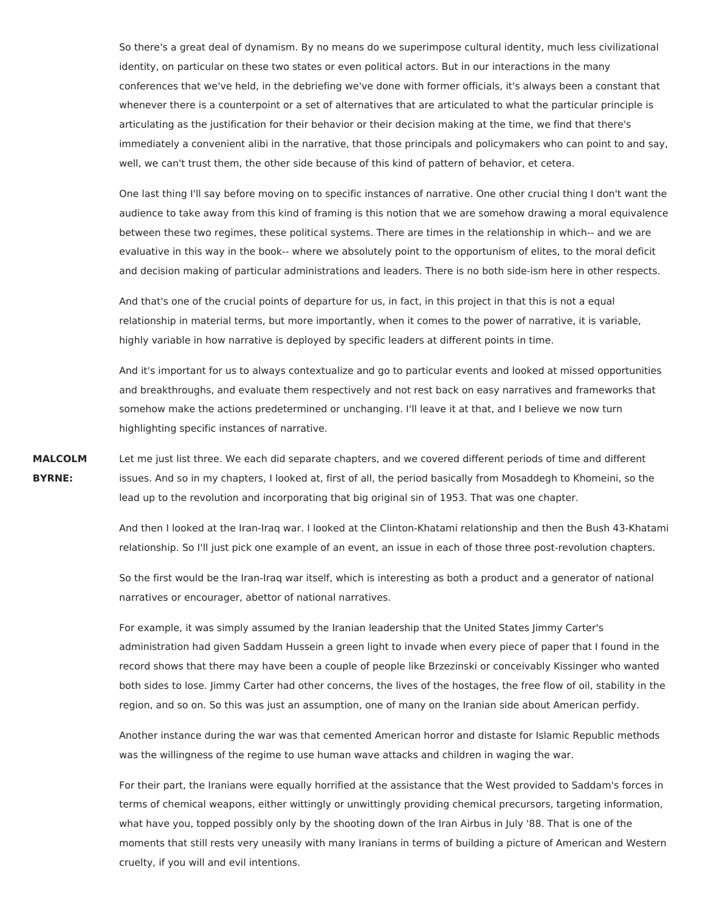So there's a great deal of dynamism. By no means do we superimpose cultural identity, much less civilizational identity, on particular on these two states or even political actors. But in our interactions in the many conferences that we've held, in the debriefing we've done with former officials, it's always been a constant that whenever there is a counterpoint or a set of alternatives that are articulated to what the particular principle is articulating as the justification for their behavior or their decision making at the time, we find that there's immediately a convenient alibi in the narrative, that those principals and policymakers who can point to and say, well, we can't trust them, the other side because of this kind of pattern of behavior, et cetera.

One last thing I'll say before moving on to specific instances of narrative. One other crucial thing I don't want the audience to take away from this kind of framing is this notion that we are somehow drawing a moral equivalence between these two regimes, these political systems. There are times in the relationship in which-- and we are evaluative in this way in the book-- where we absolutely point to the opportunism of elites, to the moral deficit and decision making of particular administrations and leaders. There is no both side-ism here in other respects.

And that's one of the crucial points of departure for us, in fact, in this project in that this is not a equal relationship in material terms, but more importantly, when it comes to the power of narrative, it is variable, highly variable in how narrative is deployed by specific leaders at different points in time.

And it's important for us to always contextualize and go to particular events and looked at missed opportunities and breakthroughs, and evaluate them respectively and not rest back on easy narratives and frameworks that somehow make the actions predetermined or unchanging. I'll leave it at that, and I believe we now turn highlighting specific instances of narrative.

**MALCOLM BYRNE:** Let me just list three. We each did separate chapters, and we covered different periods of time and different issues. And so in my chapters, I looked at, first of all, the period basically from Mosaddegh to Khomeini, so the lead up to the revolution and incorporating that big original sin of 1953. That was one chapter.

And then I looked at the Iran-Iraq war. I looked at the Clinton-Khatami relationship and then the Bush 43-Khatami relationship. So I'll just pick one example of an event, an issue in each of those three post-revolution chapters.

So the first would be the Iran-Iraq war itself, which is interesting as both a product and a generator of national narratives or encourager, abettor of national narratives.

For example, it was simply assumed by the Iranian leadership that the United States Jimmy Carter's administration had given Saddam Hussein a green light to invade when every piece of paper that I found in the record shows that there may have been a couple of people like Brzezinski or conceivably Kissinger who wanted both sides to lose. Jimmy Carter had other concerns, the lives of the hostages, the free flow of oil, stability in the region, and so on. So this was just an assumption, one of many on the Iranian side about American perfidy.

Another instance during the war was that cemented American horror and distaste for Islamic Republic methods was the willingness of the regime to use human wave attacks and children in waging the war.

For their part, the Iranians were equally horrified at the assistance that the West provided to Saddam's forces in terms of chemical weapons, either wittingly or unwittingly providing chemical precursors, targeting information, what have you, topped possibly only by the shooting down of the Iran Airbus in July '88. That is one of the moments that still rests very uneasily with many Iranians in terms of building a picture of American and Western cruelty, if you will and evil intentions.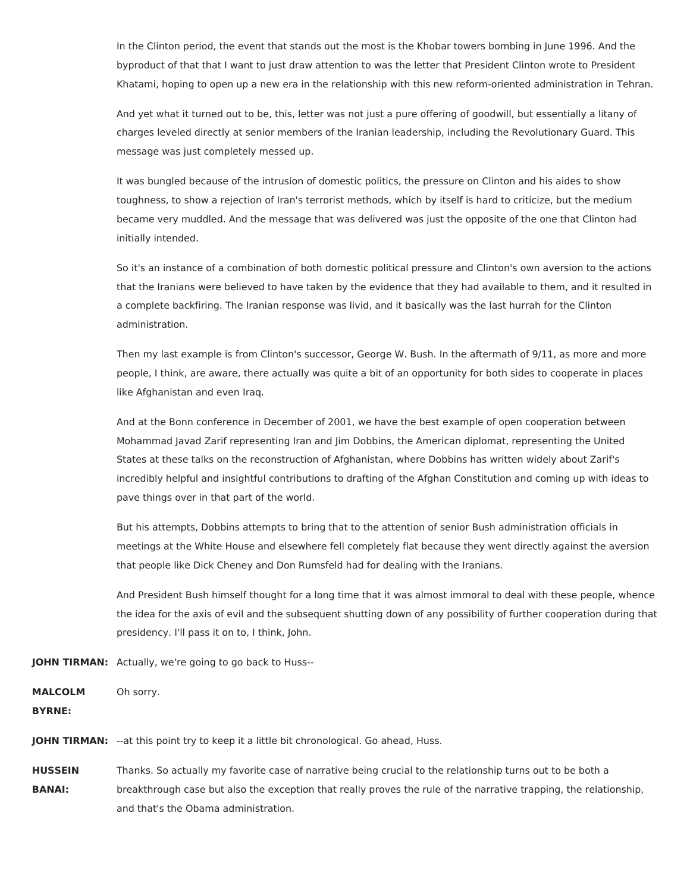In the Clinton period, the event that stands out the most is the Khobar towers bombing in June 1996. And the byproduct of that that I want to just draw attention to was the letter that President Clinton wrote to President Khatami, hoping to open up a new era in the relationship with this new reform-oriented administration in Tehran.

And yet what it turned out to be, this, letter was not just a pure offering of goodwill, but essentially a litany of charges leveled directly at senior members of the Iranian leadership, including the Revolutionary Guard. This message was just completely messed up.

It was bungled because of the intrusion of domestic politics, the pressure on Clinton and his aides to show toughness, to show a rejection of Iran's terrorist methods, which by itself is hard to criticize, but the medium became very muddled. And the message that was delivered was just the opposite of the one that Clinton had initially intended.

So it's an instance of a combination of both domestic political pressure and Clinton's own aversion to the actions that the Iranians were believed to have taken by the evidence that they had available to them, and it resulted in a complete backfiring. The Iranian response was livid, and it basically was the last hurrah for the Clinton administration.

Then my last example is from Clinton's successor, George W. Bush. In the aftermath of 9/11, as more and more people, I think, are aware, there actually was quite a bit of an opportunity for both sides to cooperate in places like Afghanistan and even Iraq.

And at the Bonn conference in December of 2001, we have the best example of open cooperation between Mohammad Javad Zarif representing Iran and Jim Dobbins, the American diplomat, representing the United States at these talks on the reconstruction of Afghanistan, where Dobbins has written widely about Zarif's incredibly helpful and insightful contributions to drafting of the Afghan Constitution and coming up with ideas to pave things over in that part of the world.

But his attempts, Dobbins attempts to bring that to the attention of senior Bush administration officials in meetings at the White House and elsewhere fell completely flat because they went directly against the aversion that people like Dick Cheney and Don Rumsfeld had for dealing with the Iranians.

And President Bush himself thought for a long time that it was almost immoral to deal with these people, whence the idea for the axis of evil and the subsequent shutting down of any possibility of further cooperation during that presidency. I'll pass it on to, I think, John.

**JOHN TIRMAN:** Actually, we're going to go back to Huss--

**MALCOLM BYRNE:** Oh sorry.

**JOHN TIRMAN:** --at this point try to keep it a little bit chronological. Go ahead, Huss.

**HUSSEIN BANAI:** Thanks. So actually my favorite case of narrative being crucial to the relationship turns out to be both a breakthrough case but also the exception that really proves the rule of the narrative trapping, the relationship, and that's the Obama administration.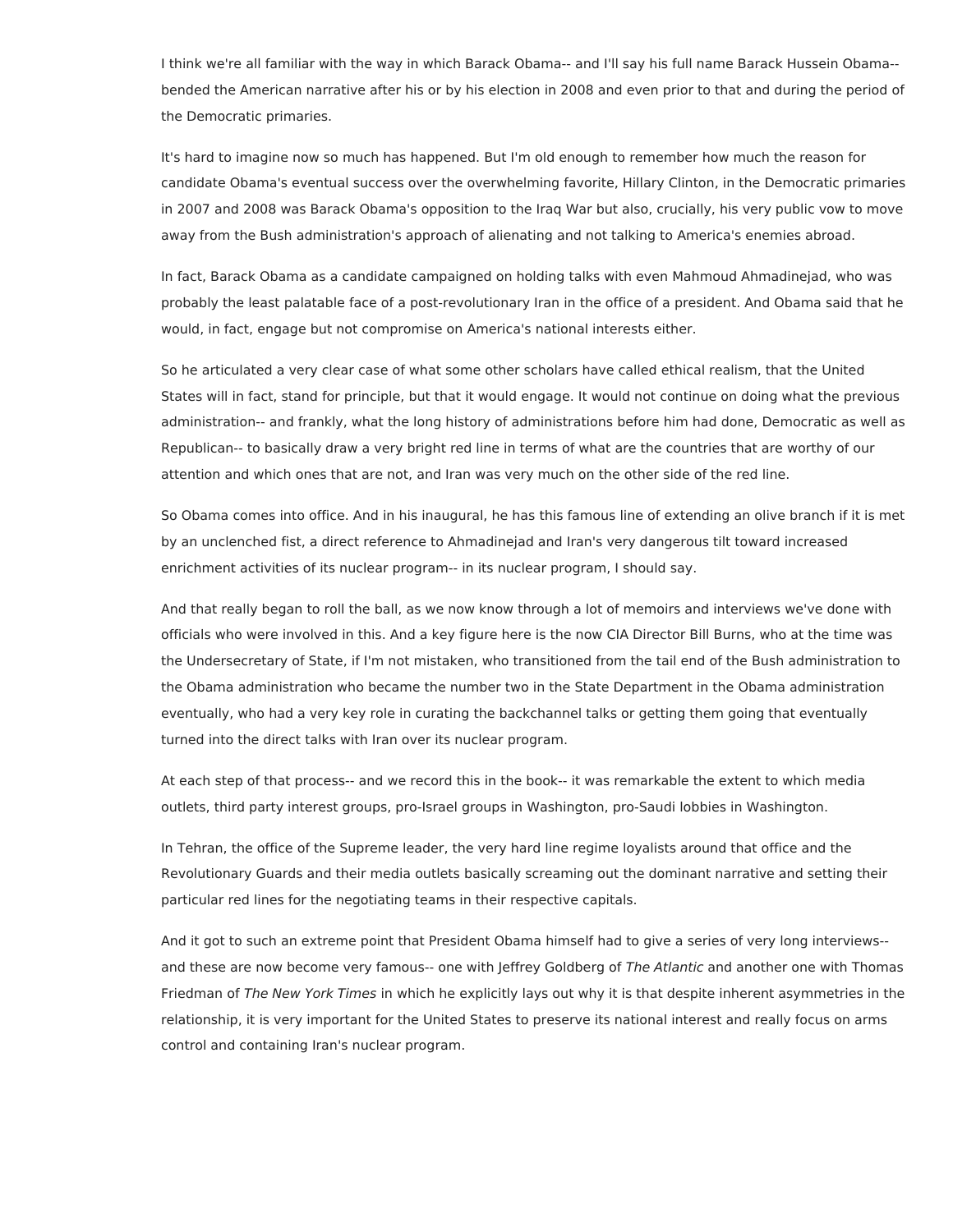I think we're all familiar with the way in which Barack Obama-- and I'll say his full name Barack Hussein Obama-- bended the American narrative after his or by his election in 2008 and even prior to that and during the period of the Democratic primaries.

It's hard to imagine now so much has happened. But I'm old enough to remember how much the reason for candidate Obama's eventual success over the overwhelming favorite, Hillary Clinton, in the Democratic primaries in 2007 and 2008 was Barack Obama's opposition to the Iraq War but also, crucially, his very public vow to move away from the Bush administration's approach of alienating and not talking to America's enemies abroad.

In fact, Barack Obama as a candidate campaigned on holding talks with even Mahmoud Ahmadinejad, who was probably the least palatable face of a post-revolutionary Iran in the office of a president. And Obama said that he would, in fact, engage but not compromise on America's national interests either.

So he articulated a very clear case of what some other scholars have called ethical realism, that the United States will in fact, stand for principle, but that it would engage. It would not continue on doing what the previous administration-- and frankly, what the long history of administrations before him had done, Democratic as well as Republican-- to basically draw a very bright red line in terms of what are the countries that are worthy of our attention and which ones that are not, and Iran was very much on the other side of the red line.

So Obama comes into office. And in his inaugural, he has this famous line of extending an olive branch if it is met by an unclenched fist, a direct reference to Ahmadinejad and Iran's very dangerous tilt toward increased enrichment activities of its nuclear program-- in its nuclear program, I should say.

And that really began to roll the ball, as we now know through a lot of memoirs and interviews we've done with officials who were involved in this. And a key figure here is the now CIA Director Bill Burns, who at the time was the Undersecretary of State, if I'm not mistaken, who transitioned from the tail end of the Bush administration to the Obama administration who became the number two in the State Department in the Obama administration eventually, who had a very key role in curating the backchannel talks or getting them going that eventually turned into the direct talks with Iran over its nuclear program.

At each step of that process-- and we record this in the book-- it was remarkable the extent to which media outlets, third party interest groups, pro-Israel groups in Washington, pro-Saudi lobbies in Washington.

In Tehran, the office of the Supreme leader, the very hard line regime loyalists around that office and the Revolutionary Guards and their media outlets basically screaming out the dominant narrative and setting their particular red lines for the negotiating teams in their respective capitals.

And it got to such an extreme point that President Obama himself had to give a series of very long interviews-- and these are now become very famous-- one with Jeffrey Goldberg of *The Atlantic* and another one with Thomas Friedman of *The New York Times* in which he explicitly lays out why it is that despite inherent asymmetries in the relationship, it is very important for the United States to preserve its national interest and really focus on arms control and containing Iran's nuclear program.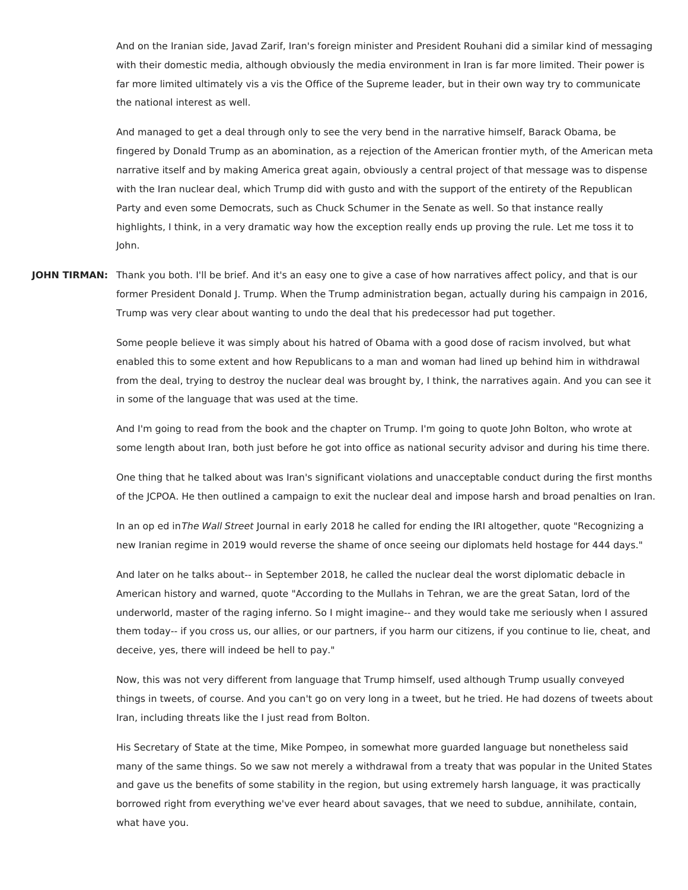And on the Iranian side, Javad Zarif, Iran's foreign minister and President Rouhani did a similar kind of messaging with their domestic media, although obviously the media environment in Iran is far more limited. Their power is far more limited ultimately vis a vis the Office of the Supreme leader, but in their own way try to communicate the national interest as well.

And managed to get a deal through only to see the very bend in the narrative himself, Barack Obama, be fingered by Donald Trump as an abomination, as a rejection of the American frontier myth, of the American meta narrative itself and by making America great again, obviously a central project of that message was to dispense with the Iran nuclear deal, which Trump did with gusto and with the support of the entirety of the Republican Party and even some Democrats, such as Chuck Schumer in the Senate as well. So that instance really highlights, I think, in a very dramatic way how the exception really ends up proving the rule. Let me toss it to John.

**JOHN TIRMAN:** Thank you both. I'll be brief. And it's an easy one to give a case of how narratives affect policy, and that is our former President Donald J. Trump. When the Trump administration began, actually during his campaign in 2016, Trump was very clear about wanting to undo the deal that his predecessor had put together.

Some people believe it was simply about his hatred of Obama with a good dose of racism involved, but what enabled this to some extent and how Republicans to a man and woman had lined up behind him in withdrawal from the deal, trying to destroy the nuclear deal was brought by, I think, the narratives again. And you can see it in some of the language that was used at the time.

And I'm going to read from the book and the chapter on Trump. I'm going to quote John Bolton, who wrote at some length about Iran, both just before he got into office as national security advisor and during his time there.

One thing that he talked about was Iran's significant violations and unacceptable conduct during the first months of the JCPOA. He then outlined a campaign to exit the nuclear deal and impose harsh and broad penalties on Iran.

In an op ed in *The Wall Street* Journal in early 2018 he called for ending the IRI altogether, quote "Recognizing a new Iranian regime in 2019 would reverse the shame of once seeing our diplomats held hostage for 444 days."

And later on he talks about-- in September 2018, he called the nuclear deal the worst diplomatic debacle in American history and warned, quote "According to the Mullahs in Tehran, we are the great Satan, lord of the underworld, master of the raging inferno. So I might imagine-- and they would take me seriously when I assured them today-- if you cross us, our allies, or our partners, if you harm our citizens, if you continue to lie, cheat, and deceive, yes, there will indeed be hell to pay."

Now, this was not very different from language that Trump himself, used although Trump usually conveyed things in tweets, of course. And you can't go on very long in a tweet, but he tried. He had dozens of tweets about Iran, including threats like the I just read from Bolton.

His Secretary of State at the time, Mike Pompeo, in somewhat more guarded language but nonetheless said many of the same things. So we saw not merely a withdrawal from a treaty that was popular in the United States and gave us the benefits of some stability in the region, but using extremely harsh language, it was practically borrowed right from everything we've ever heard about savages, that we need to subdue, annihilate, contain, what have you.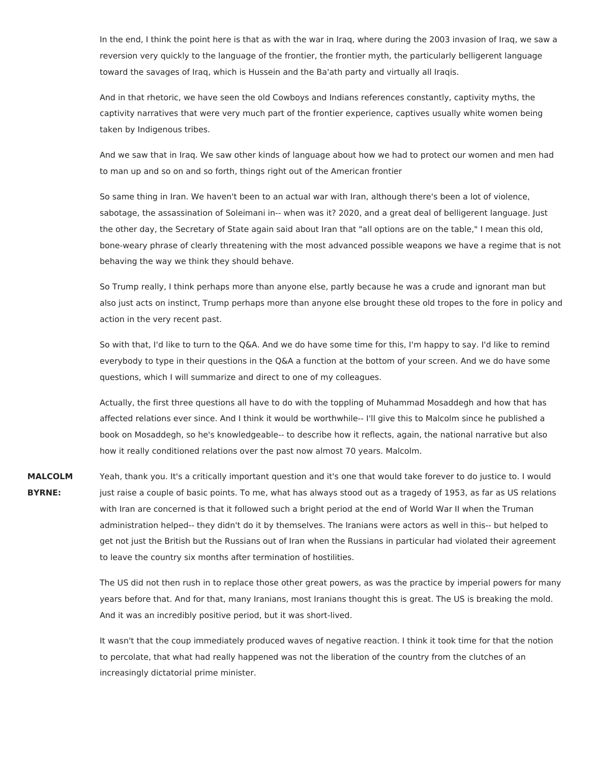In the end, I think the point here is that as with the war in Iraq, where during the 2003 invasion of Iraq, we saw a reversion very quickly to the language of the frontier, the frontier myth, the particularly belligerent language toward the savages of Iraq, which is Hussein and the Ba'ath party and virtually all Iraqis.

And in that rhetoric, we have seen the old Cowboys and Indians references constantly, captivity myths, the captivity narratives that were very much part of the frontier experience, captives usually white women being taken by Indigenous tribes.

And we saw that in Iraq. We saw other kinds of language about how we had to protect our women and men had to man up and so on and so forth, things right out of the American frontier

So same thing in Iran. We haven't been to an actual war with Iran, although there's been a lot of violence, sabotage, the assassination of Soleimani in-- when was it? 2020, and a great deal of belligerent language. Just the other day, the Secretary of State again said about Iran that "all options are on the table," I mean this old, bone-weary phrase of clearly threatening with the most advanced possible weapons we have a regime that is not behaving the way we think they should behave.

So Trump really, I think perhaps more than anyone else, partly because he was a crude and ignorant man but also just acts on instinct, Trump perhaps more than anyone else brought these old tropes to the fore in policy and action in the very recent past.

So with that, I'd like to turn to the Q&A. And we do have some time for this, I'm happy to say. I'd like to remind everybody to type in their questions in the Q&A a function at the bottom of your screen. And we do have some questions, which I will summarize and direct to one of my colleagues.

Actually, the first three questions all have to do with the toppling of Muhammad Mosaddegh and how that has affected relations ever since. And I think it would be worthwhile-- I'll give this to Malcolm since he published a book on Mosaddegh, so he's knowledgeable-- to describe how it reflects, again, the national narrative but also how it really conditioned relations over the past now almost 70 years. Malcolm.

**MALCOLM BYRNE:** Yeah, thank you. It's a critically important question and it's one that would take forever to do justice to. I would just raise a couple of basic points. To me, what has always stood out as a tragedy of 1953, as far as US relations with Iran are concerned is that it followed such a bright period at the end of World War II when the Truman administration helped-- they didn't do it by themselves. The Iranians were actors as well in this-- but helped to get not just the British but the Russians out of Iran when the Russians in particular had violated their agreement to leave the country six months after termination of hostilities.

The US did not then rush in to replace those other great powers, as was the practice by imperial powers for many years before that. And for that, many Iranians, most Iranians thought this is great. The US is breaking the mold. And it was an incredibly positive period, but it was short-lived.

It wasn't that the coup immediately produced waves of negative reaction. I think it took time for that the notion to percolate, that what had really happened was not the liberation of the country from the clutches of an increasingly dictatorial prime minister.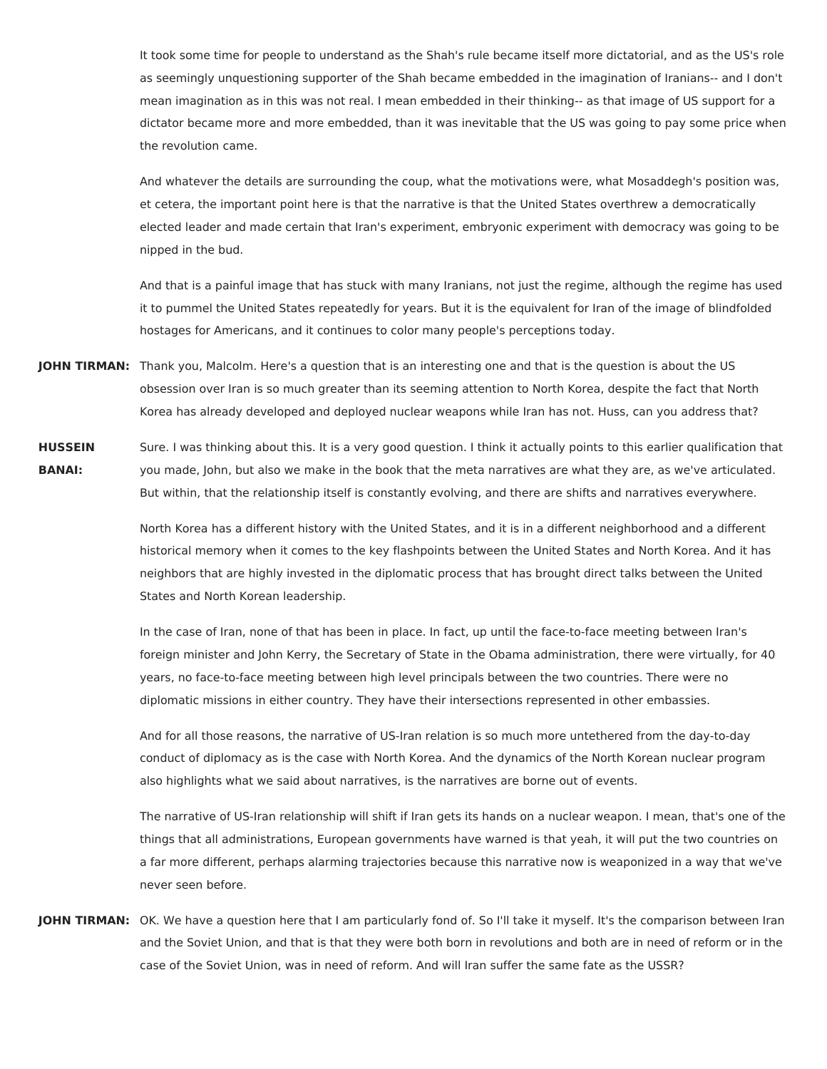It took some time for people to understand as the Shah's rule became itself more dictatorial, and as the US's role as seemingly unquestioning supporter of the Shah became embedded in the imagination of Iranians-- and I don't mean imagination as in this was not real. I mean embedded in their thinking-- as that image of US support for a dictator became more and more embedded, than it was inevitable that the US was going to pay some price when the revolution came.

And whatever the details are surrounding the coup, what the motivations were, what Mosaddegh's position was, et cetera, the important point here is that the narrative is that the United States overthrew a democratically elected leader and made certain that Iran's experiment, embryonic experiment with democracy was going to be nipped in the bud.

And that is a painful image that has stuck with many Iranians, not just the regime, although the regime has used it to pummel the United States repeatedly for years. But it is the equivalent for Iran of the image of blindfolded hostages for Americans, and it continues to color many people's perceptions today.

**JOHN TIRMAN:** Thank you, Malcolm. Here's a question that is an interesting one and that is the question is about the US obsession over Iran is so much greater than its seeming attention to North Korea, despite the fact that North Korea has already developed and deployed nuclear weapons while Iran has not. Huss, can you address that?

**HUSSEIN BANAI:** Sure. I was thinking about this. It is a very good question. I think it actually points to this earlier qualification that you made, John, but also we make in the book that the meta narratives are what they are, as we've articulated. But within, that the relationship itself is constantly evolving, and there are shifts and narratives everywhere.

North Korea has a different history with the United States, and it is in a different neighborhood and a different historical memory when it comes to the key flashpoints between the United States and North Korea. And it has neighbors that are highly invested in the diplomatic process that has brought direct talks between the United States and North Korean leadership.

In the case of Iran, none of that has been in place. In fact, up until the face-to-face meeting between Iran's foreign minister and John Kerry, the Secretary of State in the Obama administration, there were virtually, for 40 years, no face-to-face meeting between high level principals between the two countries. There were no diplomatic missions in either country. They have their intersections represented in other embassies.

And for all those reasons, the narrative of US-Iran relation is so much more untethered from the day-to-day conduct of diplomacy as is the case with North Korea. And the dynamics of the North Korean nuclear program also highlights what we said about narratives, is the narratives are borne out of events.

The narrative of US-Iran relationship will shift if Iran gets its hands on a nuclear weapon. I mean, that's one of the things that all administrations, European governments have warned is that yeah, it will put the two countries on a far more different, perhaps alarming trajectories because this narrative now is weaponized in a way that we've never seen before.

**JOHN TIRMAN:** OK. We have a question here that I am particularly fond of. So I'll take it myself. It's the comparison between Iran and the Soviet Union, and that is that they were both born in revolutions and both are in need of reform or in the case of the Soviet Union, was in need of reform. And will Iran suffer the same fate as the USSR?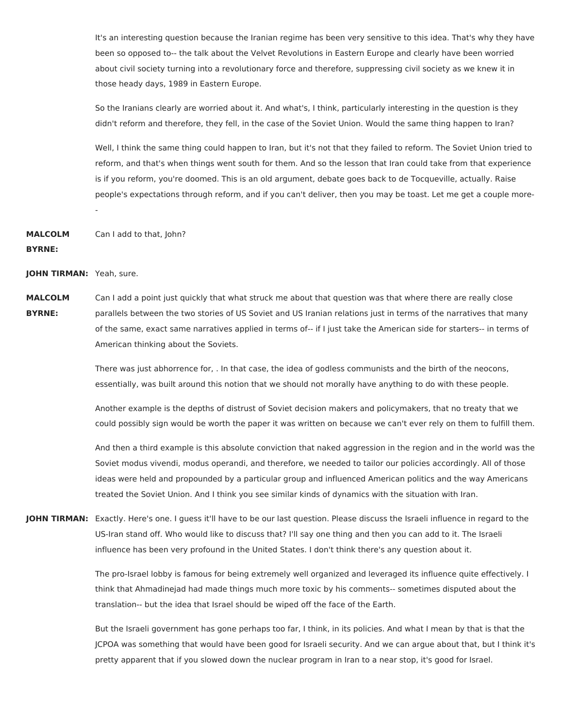It's an interesting question because the Iranian regime has been very sensitive to this idea. That's why they have been so opposed to-- the talk about the Velvet Revolutions in Eastern Europe and clearly have been worried about civil society turning into a revolutionary force and therefore, suppressing civil society as we knew it in those heady days, 1989 in Eastern Europe.

So the Iranians clearly are worried about it. And what's, I think, particularly interesting in the question is they didn't reform and therefore, they fell, in the case of the Soviet Union. Would the same thing happen to Iran?

Well, I think the same thing could happen to Iran, but it's not that they failed to reform. The Soviet Union tried to reform, and that's when things went south for them. And so the lesson that Iran could take from that experience is if you reform, you're doomed. This is an old argument, debate goes back to de Tocqueville, actually. Raise people's expectations through reform, and if you can't deliver, then you may be toast. Let me get a couple more--

**MALCOLM BYRNE:** Can I add to that, John?

**JOHN TIRMAN:** Yeah, sure.

**MALCOLM BYRNE:** Can I add a point just quickly that what struck me about that question was that where there are really close parallels between the two stories of US Soviet and US Iranian relations just in terms of the narratives that many of the same, exact same narratives applied in terms of-- if I just take the American side for starters-- in terms of American thinking about the Soviets.

There was just abhorrence for, . In that case, the idea of godless communists and the birth of the neocons, essentially, was built around this notion that we should not morally have anything to do with these people.

Another example is the depths of distrust of Soviet decision makers and policymakers, that no treaty that we could possibly sign would be worth the paper it was written on because we can't ever rely on them to fulfill them.

And then a third example is this absolute conviction that naked aggression in the region and in the world was the Soviet modus vivendi, modus operandi, and therefore, we needed to tailor our policies accordingly. All of those ideas were held and propounded by a particular group and influenced American politics and the way Americans treated the Soviet Union. And I think you see similar kinds of dynamics with the situation with Iran.

**JOHN TIRMAN:** Exactly. Here's one. I guess it'll have to be our last question. Please discuss the Israeli influence in regard to the US-Iran stand off. Who would like to discuss that? I'll say one thing and then you can add to it. The Israeli influence has been very profound in the United States. I don't think there's any question about it.

The pro-Israel lobby is famous for being extremely well organized and leveraged its influence quite effectively. I think that Ahmadinejad had made things much more toxic by his comments-- sometimes disputed about the translation-- but the idea that Israel should be wiped off the face of the Earth.

But the Israeli government has gone perhaps too far, I think, in its policies. And what I mean by that is that the JCPOA was something that would have been good for Israeli security. And we can argue about that, but I think it's pretty apparent that if you slowed down the nuclear program in Iran to a near stop, it's good for Israel.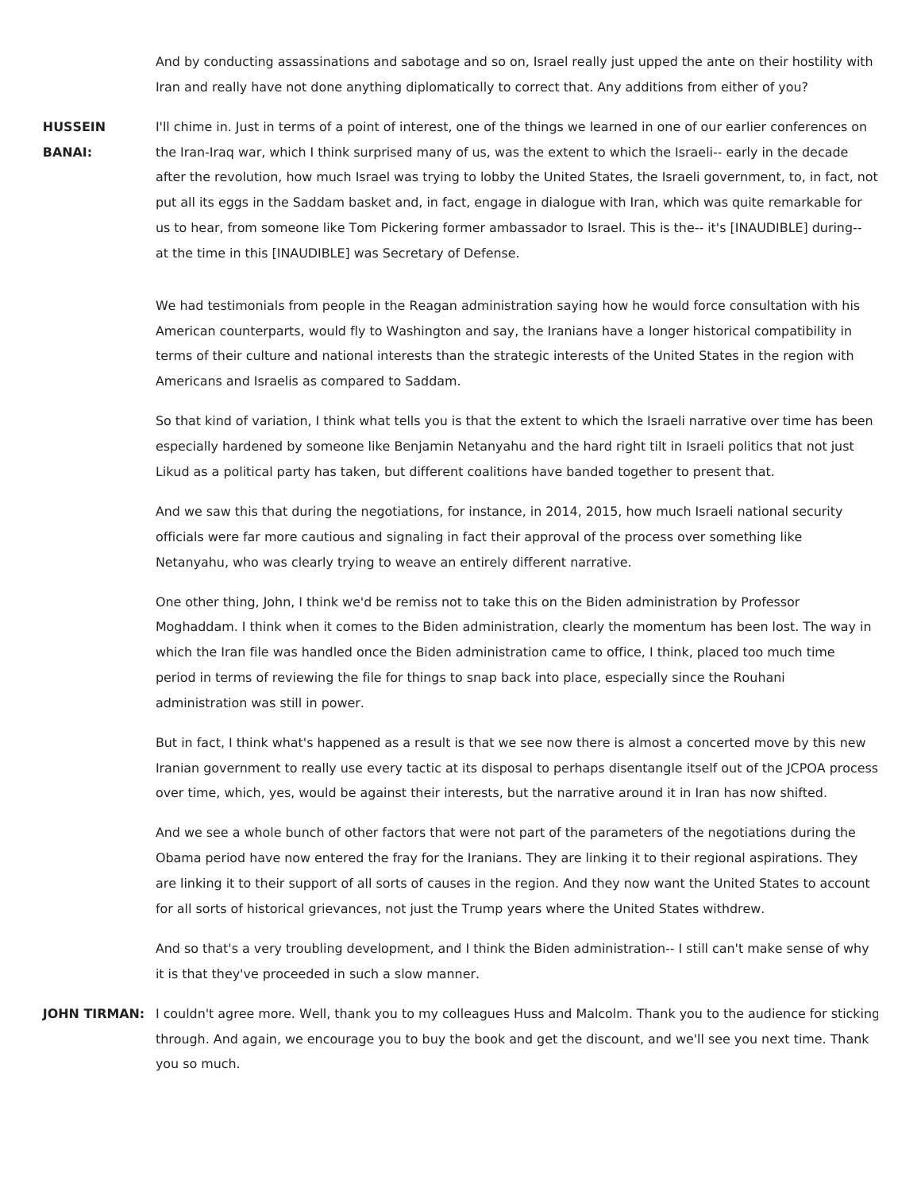And by conducting assassinations and sabotage and so on, Israel really just upped the ante on their hostility with Iran and really have not done anything diplomatically to correct that. Any additions from either of you?

**HUSSEIN BANAI:** I'll chime in. Just in terms of a point of interest, one of the things we learned in one of our earlier conferences on the Iran-Iraq war, which I think surprised many of us, was the extent to which the Israeli-- early in the decade after the revolution, how much Israel was trying to lobby the United States, the Israeli government, to, in fact, not put all its eggs in the Saddam basket and, in fact, engage in dialogue with Iran, which was quite remarkable for us to hear, from someone like Tom Pickering former ambassador to Israel. This is the-- it's [INAUDIBLE] during-- at the time in this [INAUDIBLE] was Secretary of Defense.

We had testimonials from people in the Reagan administration saying how he would force consultation with his American counterparts, would fly to Washington and say, the Iranians have a longer historical compatibility in terms of their culture and national interests than the strategic interests of the United States in the region with Americans and Israelis as compared to Saddam.

So that kind of variation, I think what tells you is that the extent to which the Israeli narrative over time has been especially hardened by someone like Benjamin Netanyahu and the hard right tilt in Israeli politics that not just Likud as a political party has taken, but different coalitions have banded together to present that.

And we saw this that during the negotiations, for instance, in 2014, 2015, how much Israeli national security officials were far more cautious and signaling in fact their approval of the process over something like Netanyahu, who was clearly trying to weave an entirely different narrative.

One other thing, John, I think we'd be remiss not to take this on the Biden administration by Professor Moghaddam. I think when it comes to the Biden administration, clearly the momentum has been lost. The way in which the Iran file was handled once the Biden administration came to office, I think, placed too much time period in terms of reviewing the file for things to snap back into place, especially since the Rouhani administration was still in power.

But in fact, I think what's happened as a result is that we see now there is almost a concerted move by this new Iranian government to really use every tactic at its disposal to perhaps disentangle itself out of the JCPOA process over time, which, yes, would be against their interests, but the narrative around it in Iran has now shifted.

And we see a whole bunch of other factors that were not part of the parameters of the negotiations during the Obama period have now entered the fray for the Iranians. They are linking it to their regional aspirations. They are linking it to their support of all sorts of causes in the region. And they now want the United States to account for all sorts of historical grievances, not just the Trump years where the United States withdrew.

And so that's a very troubling development, and I think the Biden administration-- I still can't make sense of why it is that they've proceeded in such a slow manner.

**JOHN TIRMAN:** I couldn't agree more. Well, thank you to my colleagues Huss and Malcolm. Thank you to the audience for sticking through. And again, we encourage you to buy the book and get the discount, and we'll see you next time. Thank you so much.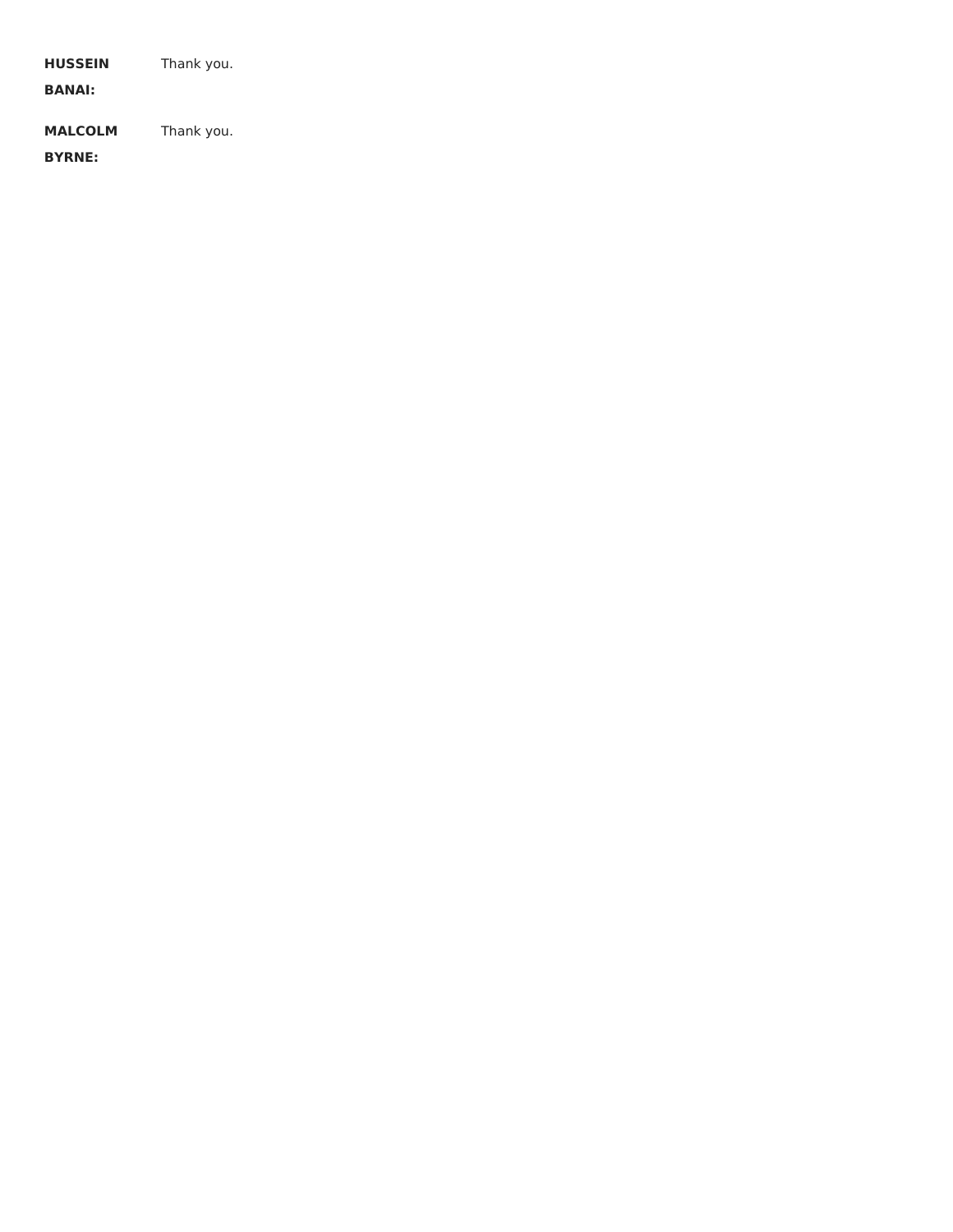**HUSSEIN BANAI:** Thank you.

**MALCOLM BYRNE:** Thank you.